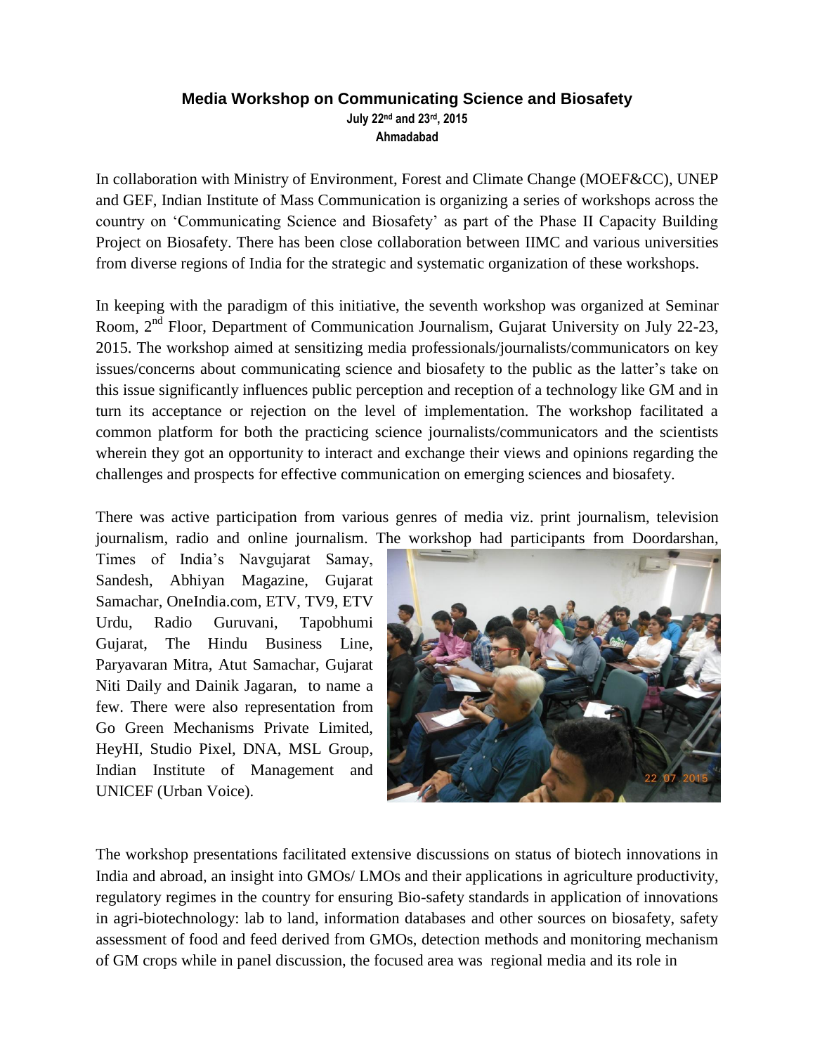# Media Workshop on Communicating Science and Biosafety

**July 22nd and 23rd, 2015**

**Ahmadabad**

In collaboration with Ministry of Environment, Forest and Climate Change (MOEF&CC), UNEP and GEF, Indian Institute of Mass Communication is organizing a series of workshops across the country on 'Communicating Science and Biosafety' as part of the Phase II Capacity Building Project on Biosafety. There has been close collaboration between IIMC and various universities from diverse regions of India for the strategic and systematic organization of these workshops.

In keeping with the paradigm of this initiative, the seventh workshop was organized at Seminar Room, 2nd Floor, Department of Communication Journalism, Gujarat University on July 22-23, 2015. The workshop aimed at sensitizing media professionals/journalists/communicators on key issues/concerns about communicating science and biosafety to the public as the latter's take on this issue significantly influences public perception and reception of a technology like GM and in turn its acceptance or rejection on the level of implementation. The workshop facilitated a common platform for both the practicing science journalists/communicators and the scientists wherein they got an opportunity to interact and exchange their views and opinions regarding the challenges and prospects for effective communication on emerging sciences and biosafety.

There was active participation from various genres of media viz. print journalism, television journalism, radio and online journalism. The workshop had participants from Doordarshan, Times of India's Navgujarat Samay, Sandesh, Abhiyan Magazine, Gujarat Samachar, OneIndia.com, ETV, TV9, ETV Urdu, Radio Guruvani, Tapobhumi Gujarat, The Hindu Business Line, Paryavaran Mitra, Atut Samachar, Gujarat Niti Daily and Dainik Jagaran, to name a few. There were also representation from Go Green Mechanisms Private Limited, HeyHI, Studio Pixel, DNA, MSL Group, Indian Institute of Management and UNICEF (Urban Voice).

The workshop presentations facilitated extensive discussions on status of biotech innovations in India and abroad, an insight into GMOs/ LMOs and their applications in agriculture productivity, regulatory regimes in the country for ensuring Bio-safety standards in application of innovations in agri-biotechnology: lab to land, information databases and other sources on biosafety, safety assessment of food and feed derived from GMOs, detection methods and monitoring mechanism of GM crops while in panel discussion, the focused area was regional media and its role in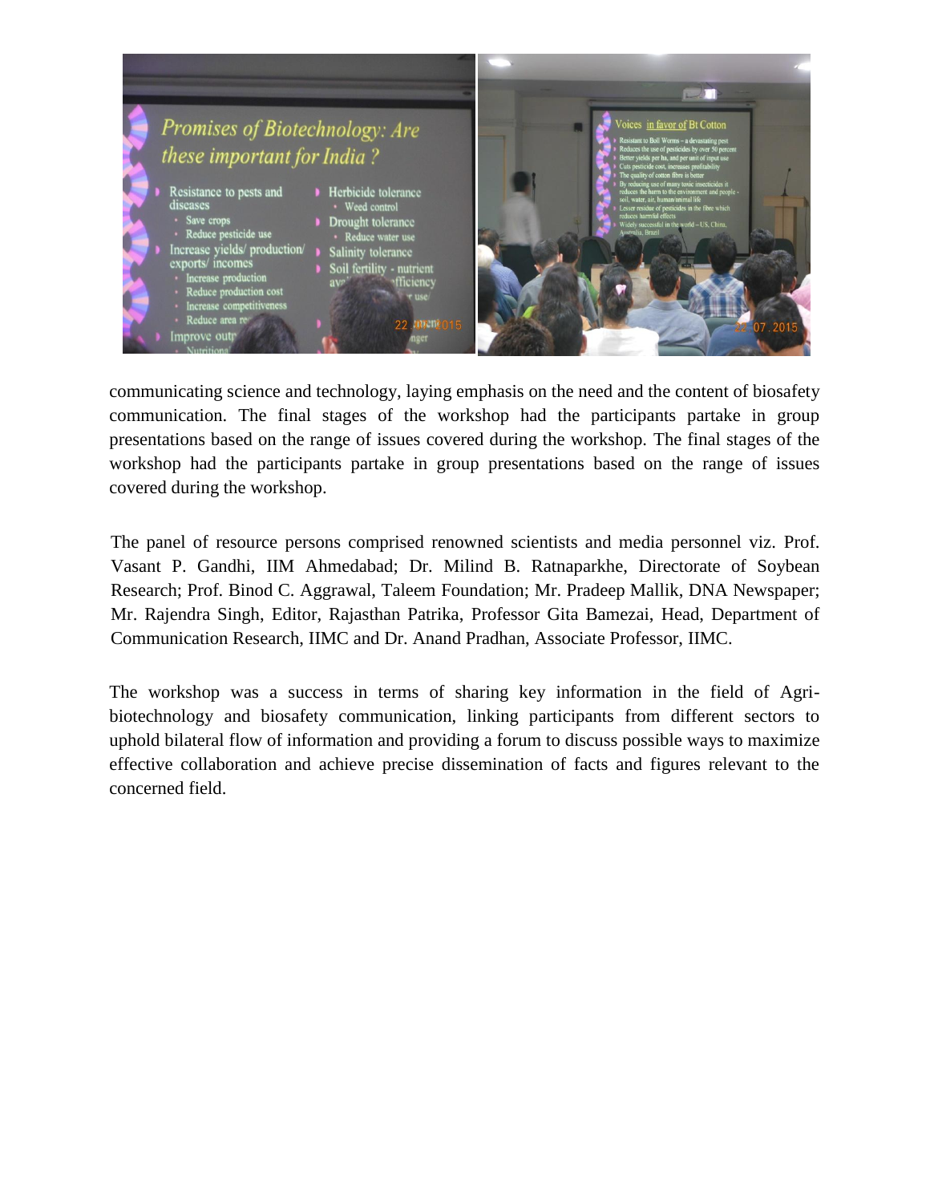communicating science and technology, laying emphasis on the need and the content of biosafety communication. The final stages of the workshop had the participants partake in group presentations based on the range of issues covered during the workshop. The final stages of the workshop had the participants partake in group presentations based on the range of issues covered during the workshop.

The panel of resource persons comprised renowned scientists and media personnel viz. Prof. Vasant P. Gandhi, IIM Ahmedabad; Dr. Milind B. Ratnaparkhe, Directorate of Soybean Research; Prof. Binod C. Aggrawal, Taleem Foundation; Mr. Pradeep Mallik, DNA Newspaper; Mr. Rajendra Singh, Editor, Rajasthan Patrika, Professor Gita Bamezai, Head, Department of Communication Research, IIMC and Dr. Anand Pradhan, Associate Professor, IIMC.

The workshop was a success in terms of sharing key information in the field of Agri-biotechnology and biosafety communication, linking participants from different sectors to uphold bilateral flow of information and providing a forum to discuss possible ways to maximize effective collaboration and achieve precise dissemination of facts and figures relevant to the concerned field.